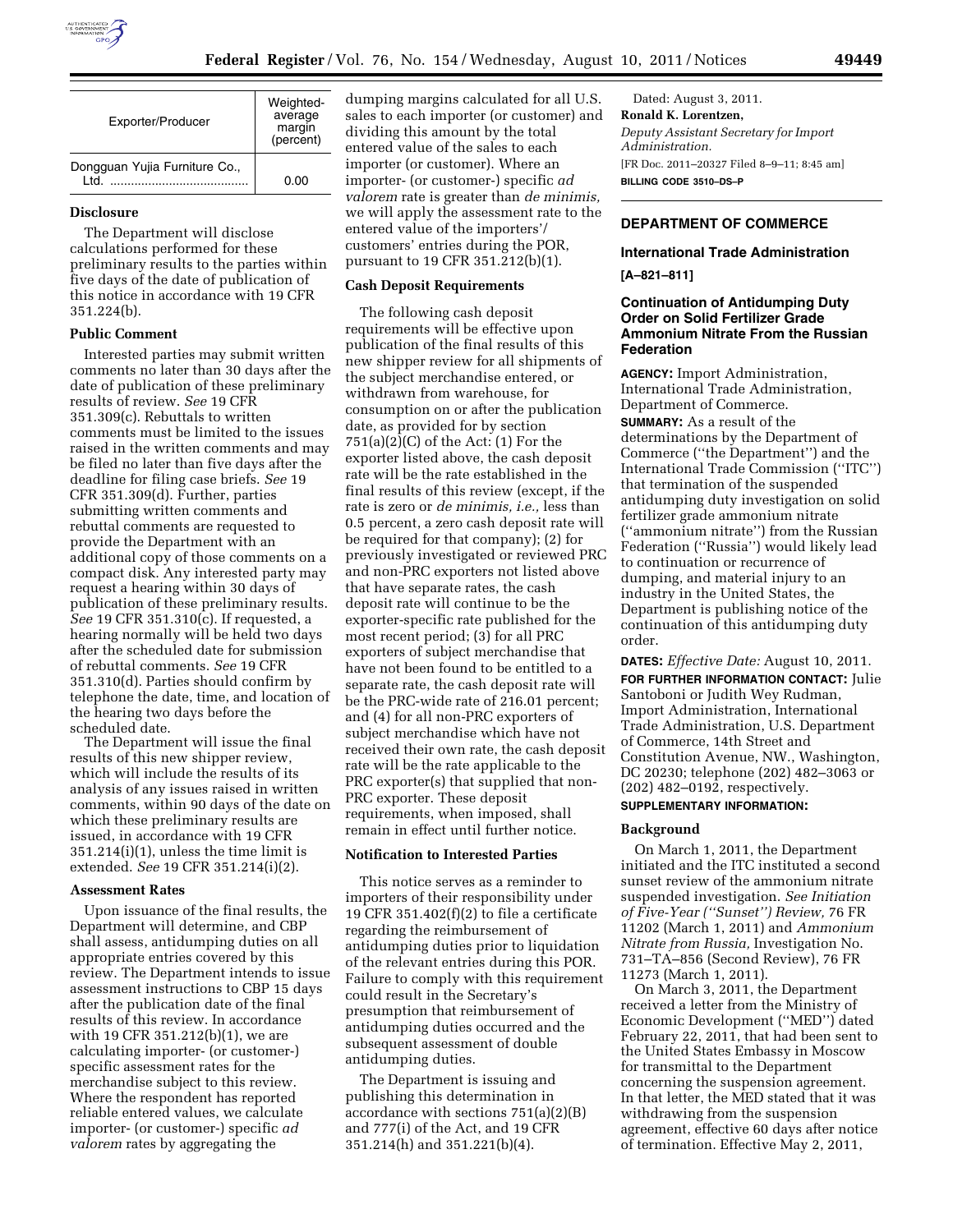| Exporter/Producer | Weighted-average margin (percent) |
| --- | --- |
| Dongguan Yujia Furniture Co., Ltd. | 0.00 |

**Disclosure**

The Department will disclose calculations performed for these preliminary results to the parties within five days of the date of publication of this notice in accordance with 19 CFR 351.224(b).

**Public Comment**

Interested parties may submit written comments no later than 30 days after the date of publication of these preliminary results of review. *See* 19 CFR 351.309(c). Rebuttals to written comments must be limited to the issues raised in the written comments and may be filed no later than five days after the deadline for filing case briefs. *See* 19 CFR 351.309(d). Further, parties submitting written comments and rebuttal comments are requested to provide the Department with an additional copy of those comments on a compact disk. Any interested party may request a hearing within 30 days of publication of these preliminary results. *See* 19 CFR 351.310(c). If requested, a hearing normally will be held two days after the scheduled date for submission of rebuttal comments. *See* 19 CFR 351.310(d). Parties should confirm by telephone the date, time, and location of the hearing two days before the scheduled date.

The Department will issue the final results of this new shipper review, which will include the results of its analysis of any issues raised in written comments, within 90 days of the date on which these preliminary results are issued, in accordance with 19 CFR 351.214(i)(1), unless the time limit is extended. *See* 19 CFR 351.214(i)(2).

**Assessment Rates**

Upon issuance of the final results, the Department will determine, and CBP shall assess, antidumping duties on all appropriate entries covered by this review. The Department intends to issue assessment instructions to CBP 15 days after the publication date of the final results of this review. In accordance with 19 CFR 351.212(b)(1), we are calculating importer- (or customer-) specific assessment rates for the merchandise subject to this review. Where the respondent has reported reliable entered values, we calculate importer- (or customer-) specific *ad valorem* rates by aggregating the dumping margins calculated for all U.S. sales to each importer (or customer) and dividing this amount by the total entered value of the sales to each importer (or customer). Where an importer- (or customer-) specific *ad valorem* rate is greater than *de minimis,* we will apply the assessment rate to the entered value of the importers'/customers' entries during the POR, pursuant to 19 CFR 351.212(b)(1).

**Cash Deposit Requirements**

The following cash deposit requirements will be effective upon publication of the final results of this new shipper review for all shipments of the subject merchandise entered, or withdrawn from warehouse, for consumption on or after the publication date, as provided for by section 751(a)(2)(C) of the Act: (1) For the exporter listed above, the cash deposit rate will be the rate established in the final results of this review (except, if the rate is zero or *de minimis, i.e.,* less than 0.5 percent, a zero cash deposit rate will be required for that company); (2) for previously investigated or reviewed PRC and non-PRC exporters not listed above that have separate rates, the cash deposit rate will continue to be the exporter-specific rate published for the most recent period; (3) for all PRC exporters of subject merchandise that have not been found to be entitled to a separate rate, the cash deposit rate will be the PRC-wide rate of 216.01 percent; and (4) for all non-PRC exporters of subject merchandise which have not received their own rate, the cash deposit rate will be the rate applicable to the PRC exporter(s) that supplied that non-PRC exporter. These deposit requirements, when imposed, shall remain in effect until further notice.

**Notification to Interested Parties**

This notice serves as a reminder to importers of their responsibility under 19 CFR 351.402(f)(2) to file a certificate regarding the reimbursement of antidumping duties prior to liquidation of the relevant entries during this POR. Failure to comply with this requirement could result in the Secretary's presumption that reimbursement of antidumping duties occurred and the subsequent assessment of double antidumping duties.

The Department is issuing and publishing this determination in accordance with sections 751(a)(2)(B) and 777(i) of the Act, and 19 CFR 351.214(h) and 351.221(b)(4).

Dated: August 3, 2011.

**Ronald K. Lorentzen,**

*Deputy Assistant Secretary for Import Administration.*

[FR Doc. 2011–20327 Filed 8–9–11; 8:45 am]

**BILLING CODE 3510–DS–P**

## DEPARTMENT OF COMMERCE

### International Trade Administration

**[A–821–811]**

### Continuation of Antidumping Duty Order on Solid Fertilizer Grade Ammonium Nitrate From the Russian Federation

**AGENCY:** Import Administration, International Trade Administration, Department of Commerce.

**SUMMARY:** As a result of the determinations by the Department of Commerce ("the Department") and the International Trade Commission ("ITC") that termination of the suspended antidumping duty investigation on solid fertilizer grade ammonium nitrate ("ammonium nitrate") from the Russian Federation ("Russia") would likely lead to continuation or recurrence of dumping, and material injury to an industry in the United States, the Department is publishing notice of the continuation of this antidumping duty order.

**DATES:** *Effective Date:* August 10, 2011.

**FOR FURTHER INFORMATION CONTACT:** Julie Santoboni or Judith Wey Rudman, Import Administration, International Trade Administration, U.S. Department of Commerce, 14th Street and Constitution Avenue, NW., Washington, DC 20230; telephone (202) 482–3063 or (202) 482–0192, respectively.

**SUPPLEMENTARY INFORMATION:**

**Background**

On March 1, 2011, the Department initiated and the ITC instituted a second sunset review of the ammonium nitrate suspended investigation. *See Initiation of Five-Year ("Sunset") Review,* 76 FR 11202 (March 1, 2011) and *Ammonium Nitrate from Russia,* Investigation No. 731–TA–856 (Second Review), 76 FR 11273 (March 1, 2011).

On March 3, 2011, the Department received a letter from the Ministry of Economic Development ("MED") dated February 22, 2011, that had been sent to the United States Embassy in Moscow for transmittal to the Department concerning the suspension agreement. In that letter, the MED stated that it was withdrawing from the suspension agreement, effective 60 days after notice of termination. Effective May 2, 2011,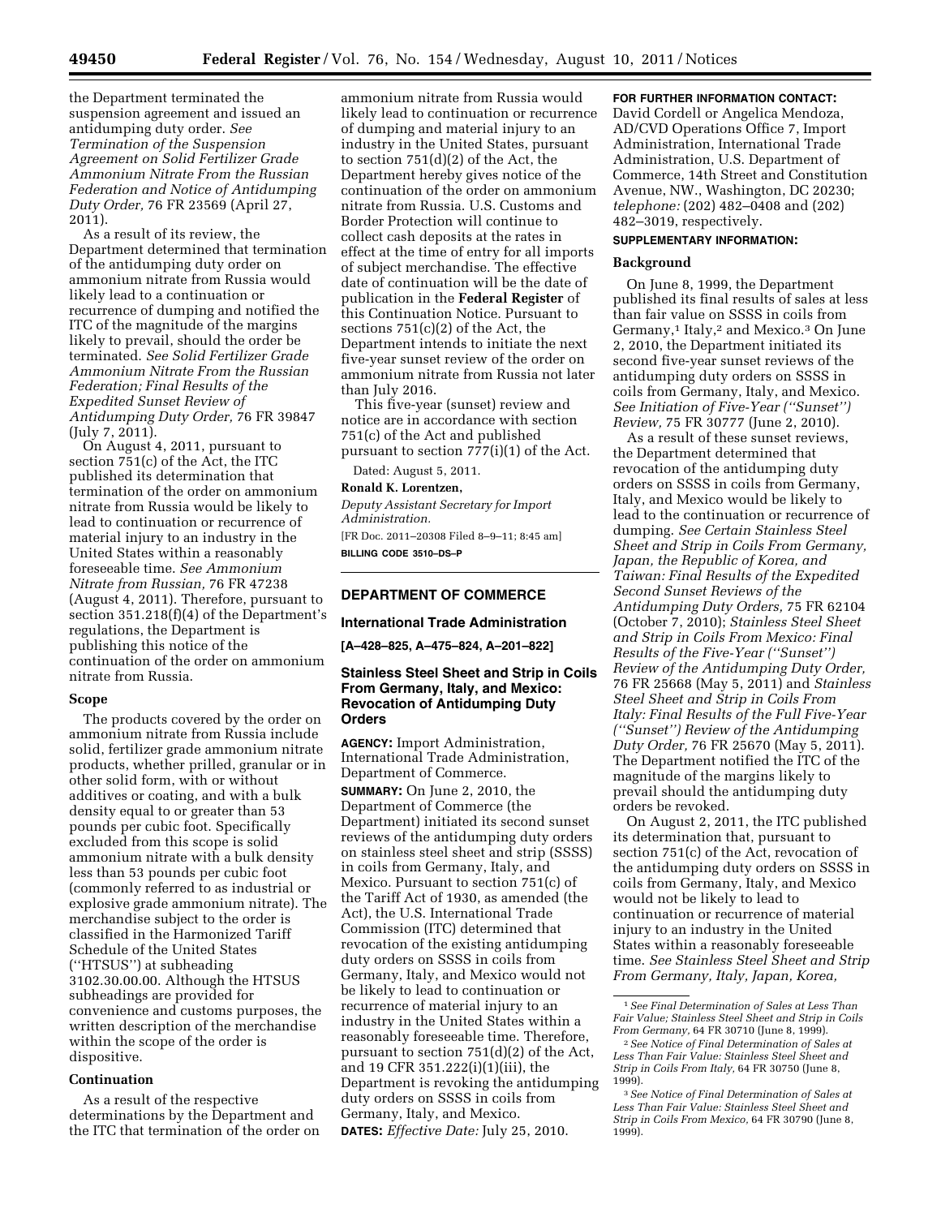the Department terminated the suspension agreement and issued an antidumping duty order. *See Termination of the Suspension Agreement on Solid Fertilizer Grade Ammonium Nitrate From the Russian Federation and Notice of Antidumping Duty Order,* 76 FR 23569 (April 27, 2011).

As a result of its review, the Department determined that termination of the antidumping duty order on ammonium nitrate from Russia would likely lead to a continuation or recurrence of dumping and notified the ITC of the magnitude of the margins likely to prevail, should the order be terminated. *See Solid Fertilizer Grade Ammonium Nitrate From the Russian Federation; Final Results of the Expedited Sunset Review of Antidumping Duty Order,* 76 FR 39847 (July 7, 2011).

On August 4, 2011, pursuant to section 751(c) of the Act, the ITC published its determination that termination of the order on ammonium nitrate from Russia would be likely to lead to continuation or recurrence of material injury to an industry in the United States within a reasonably foreseeable time. *See Ammonium Nitrate from Russian,* 76 FR 47238 (August 4, 2011). Therefore, pursuant to section 351.218(f)(4) of the Department's regulations, the Department is publishing this notice of the continuation of the order on ammonium nitrate from Russia.

## Scope

The products covered by the order on ammonium nitrate from Russia include solid, fertilizer grade ammonium nitrate products, whether prilled, granular or in other solid form, with or without additives or coating, and with a bulk density equal to or greater than 53 pounds per cubic foot. Specifically excluded from this scope is solid ammonium nitrate with a bulk density less than 53 pounds per cubic foot (commonly referred to as industrial or explosive grade ammonium nitrate). The merchandise subject to the order is classified in the Harmonized Tariff Schedule of the United States (''HTSUS'') at subheading 3102.30.00.00. Although the HTSUS subheadings are provided for convenience and customs purposes, the written description of the merchandise within the scope of the order is dispositive.

## Continuation

As a result of the respective determinations by the Department and the ITC that termination of the order on ammonium nitrate from Russia would likely lead to continuation or recurrence of dumping and material injury to an industry in the United States, pursuant to section 751(d)(2) of the Act, the Department hereby gives notice of the continuation of the order on ammonium nitrate from Russia. U.S. Customs and Border Protection will continue to collect cash deposits at the rates in effect at the time of entry for all imports of subject merchandise. The effective date of continuation will be the date of publication in the **Federal Register** of this Continuation Notice. Pursuant to sections 751(c)(2) of the Act, the Department intends to initiate the next five-year sunset review of the order on ammonium nitrate from Russia not later than July 2016.

This five-year (sunset) review and notice are in accordance with section 751(c) of the Act and published pursuant to section 777(i)(1) of the Act.

Dated: August 5, 2011.

**Ronald K. Lorentzen,**

*Deputy Assistant Secretary for Import Administration.*

[FR Doc. 2011–20308 Filed 8–9–11; 8:45 am]

**BILLING CODE 3510–DS–P**

---

# DEPARTMENT OF COMMERCE

## International Trade Administration

**[A–428–825, A–475–824, A–201–822]**

## Stainless Steel Sheet and Strip in Coils From Germany, Italy, and Mexico: Revocation of Antidumping Duty Orders

**AGENCY:** Import Administration, International Trade Administration, Department of Commerce.

**SUMMARY:** On June 2, 2010, the Department of Commerce (the Department) initiated its second sunset reviews of the antidumping duty orders on stainless steel sheet and strip (SSSS) in coils from Germany, Italy, and Mexico. Pursuant to section 751(c) of the Tariff Act of 1930, as amended (the Act), the U.S. International Trade Commission (ITC) determined that revocation of the existing antidumping duty orders on SSSS in coils from Germany, Italy, and Mexico would not be likely to lead to continuation or recurrence of material injury to an industry in the United States within a reasonably foreseeable time. Therefore, pursuant to section 751(d)(2) of the Act, and 19 CFR 351.222(i)(1)(iii), the Department is revoking the antidumping duty orders on SSSS in coils from Germany, Italy, and Mexico.

**DATES:** *Effective Date:* July 25, 2010.

**FOR FURTHER INFORMATION CONTACT:** David Cordell or Angelica Mendoza, AD/CVD Operations Office 7, Import Administration, International Trade Administration, U.S. Department of Commerce, 14th Street and Constitution Avenue, NW., Washington, DC 20230; *telephone:* (202) 482–0408 and (202) 482–3019, respectively.

**SUPPLEMENTARY INFORMATION:**

### Background

On June 8, 1999, the Department published its final results of sales at less than fair value on SSSS in coils from Germany,[1] Italy,[2] and Mexico.[3] On June 2, 2010, the Department initiated its second five-year sunset reviews of the antidumping duty orders on SSSS in coils from Germany, Italy, and Mexico. *See Initiation of Five-Year (''Sunset'') Review,* 75 FR 30777 (June 2, 2010).

As a result of these sunset reviews, the Department determined that revocation of the antidumping duty orders on SSSS in coils from Germany, Italy, and Mexico would be likely to lead to the continuation or recurrence of dumping. *See Certain Stainless Steel Sheet and Strip in Coils From Germany, Japan, the Republic of Korea, and Taiwan: Final Results of the Expedited Second Sunset Reviews of the Antidumping Duty Orders,* 75 FR 62104 (October 7, 2010); *Stainless Steel Sheet and Strip in Coils From Mexico: Final Results of the Five-Year (''Sunset'') Review of the Antidumping Duty Order,* 76 FR 25668 (May 5, 2011) and *Stainless Steel Sheet and Strip in Coils From Italy: Final Results of the Full Five-Year (''Sunset'') Review of the Antidumping Duty Order,* 76 FR 25670 (May 5, 2011). The Department notified the ITC of the magnitude of the margins likely to prevail should the antidumping duty orders be revoked.

On August 2, 2011, the ITC published its determination that, pursuant to section 751(c) of the Act, revocation of the antidumping duty orders on SSSS in coils from Germany, Italy, and Mexico would not be likely to lead to continuation or recurrence of material injury to an industry in the United States within a reasonably foreseeable time. *See Stainless Steel Sheet and Strip From Germany, Italy, Japan, Korea,*

---

[1] *See Final Determination of Sales at Less Than Fair Value; Stainless Steel Sheet and Strip in Coils From Germany,* 64 FR 30710 (June 8, 1999).

[2] *See Notice of Final Determination of Sales at Less Than Fair Value: Stainless Steel Sheet and Strip in Coils From Italy,* 64 FR 30750 (June 8, 1999).

[3] *See Notice of Final Determination of Sales at Less Than Fair Value: Stainless Steel Sheet and Strip in Coils From Mexico,* 64 FR 30790 (June 8, 1999).